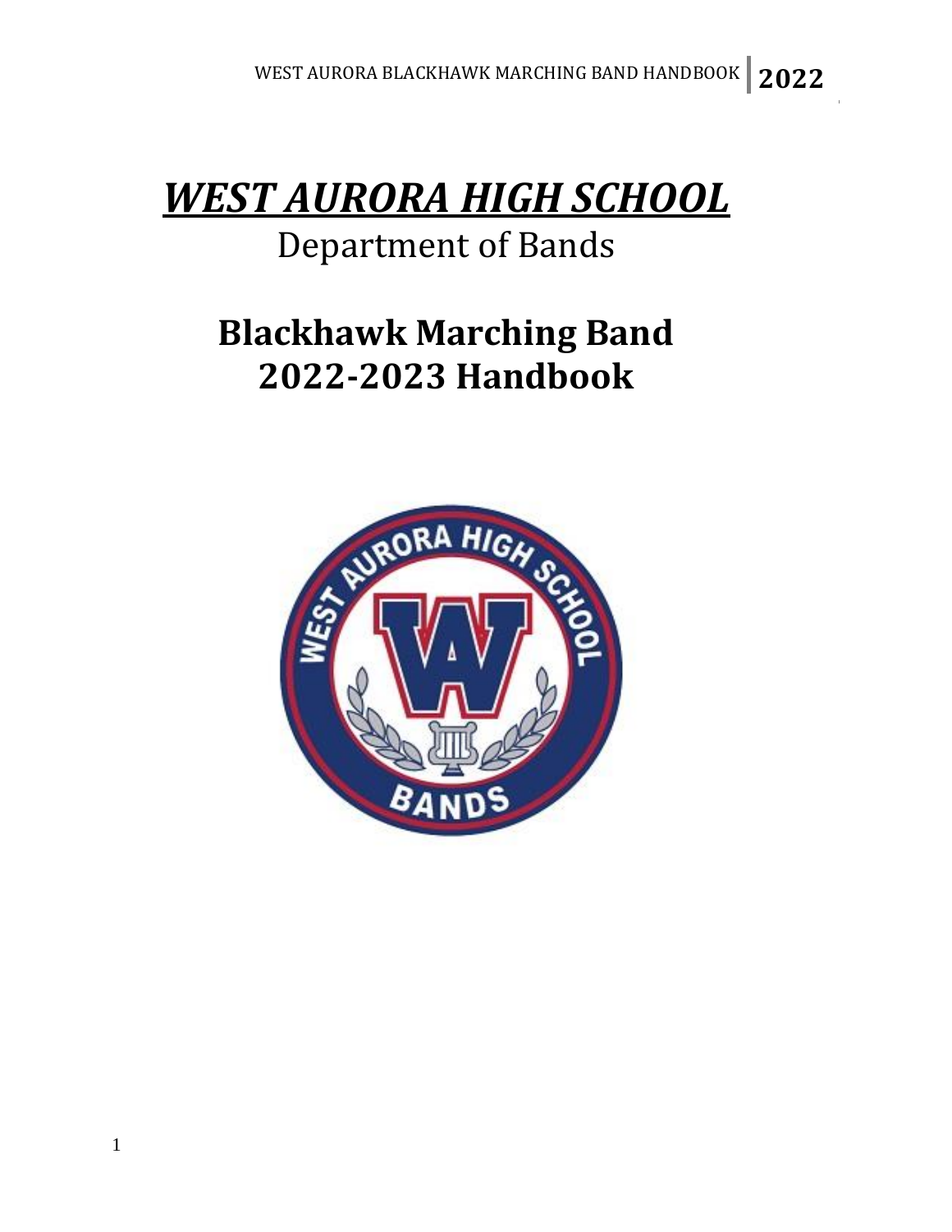# ***WEST AURORA HIGH SCHOOL***

## Department of Bands

## Blackhawk Marching Band 2022-2023 Handbook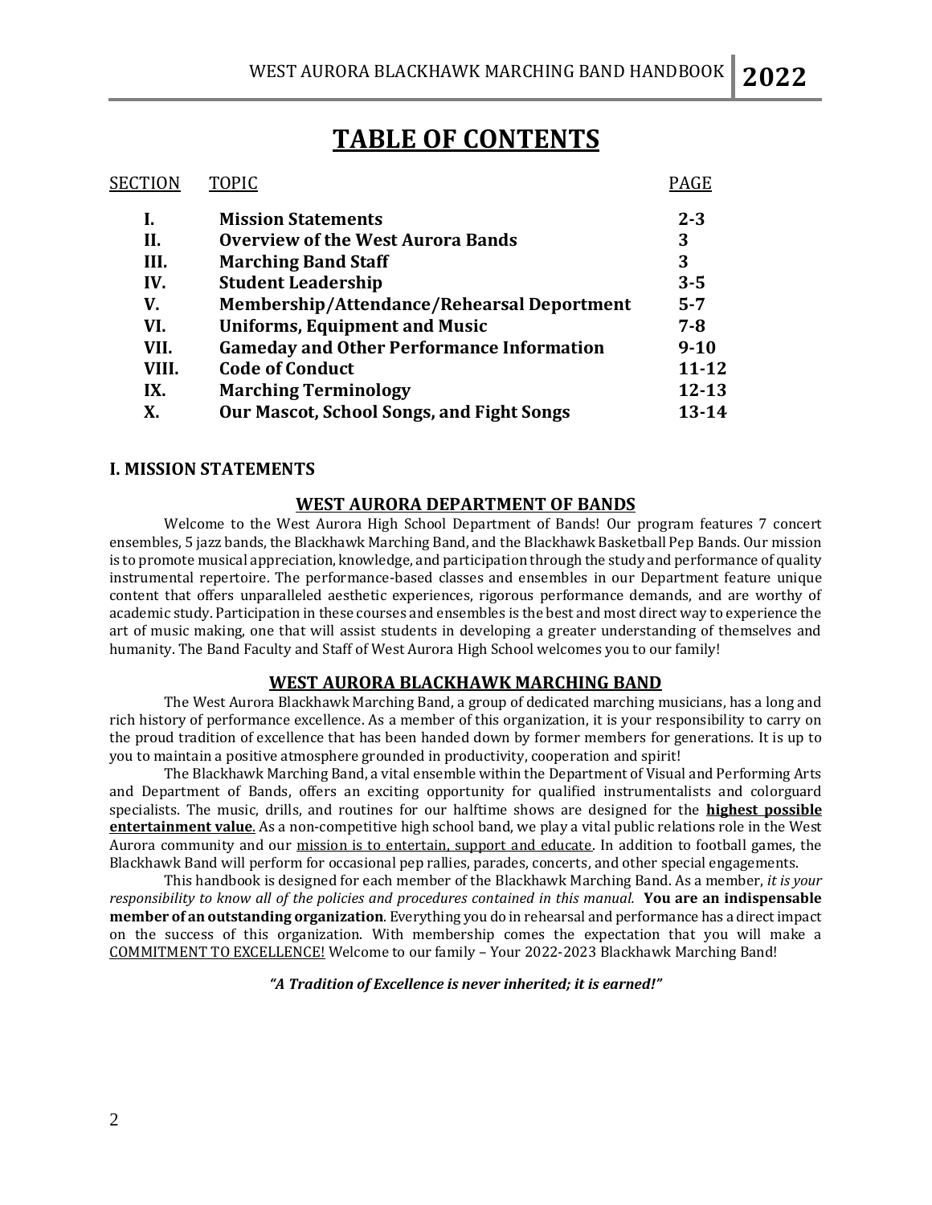# TABLE OF CONTENTS

| SECTION | TOPIC | PAGE |
|---|---|---|
| **I.** | **Mission Statements** | **2-3** |
| **II.** | **Overview of the West Aurora Bands** | **3** |
| **III.** | **Marching Band Staff** | **3** |
| **IV.** | **Student Leadership** | **3-5** |
| **V.** | **Membership/Attendance/Rehearsal Deportment** | **5-7** |
| **VI.** | **Uniforms, Equipment and Music** | **7-8** |
| **VII.** | **Gameday and Other Performance Information** | **9-10** |
| **VIII.** | **Code of Conduct** | **11-12** |
| **IX.** | **Marching Terminology** | **12-13** |
| **X.** | **Our Mascot, School Songs, and Fight Songs** | **13-14** |

## I. MISSION STATEMENTS

### WEST AURORA DEPARTMENT OF BANDS

Welcome to the West Aurora High School Department of Bands! Our program features 7 concert ensembles, 5 jazz bands, the Blackhawk Marching Band, and the Blackhawk Basketball Pep Bands. Our mission is to promote musical appreciation, knowledge, and participation through the study and performance of quality instrumental repertoire. The performance-based classes and ensembles in our Department feature unique content that offers unparalleled aesthetic experiences, rigorous performance demands, and are worthy of academic study. Participation in these courses and ensembles is the best and most direct way to experience the art of music making, one that will assist students in developing a greater understanding of themselves and humanity. The Band Faculty and Staff of West Aurora High School welcomes you to our family!

### WEST AURORA BLACKHAWK MARCHING BAND

The West Aurora Blackhawk Marching Band, a group of dedicated marching musicians, has a long and rich history of performance excellence. As a member of this organization, it is your responsibility to carry on the proud tradition of excellence that has been handed down by former members for generations. It is up to you to maintain a positive atmosphere grounded in productivity, cooperation and spirit!

The Blackhawk Marching Band, a vital ensemble within the Department of Visual and Performing Arts and Department of Bands, offers an exciting opportunity for qualified instrumentalists and colorguard specialists. The music, drills, and routines for our halftime shows are designed for the **highest possible entertainment value**. As a non-competitive high school band, we play a vital public relations role in the West Aurora community and our mission is to entertain, support and educate. In addition to football games, the Blackhawk Band will perform for occasional pep rallies, parades, concerts, and other special engagements.

This handbook is designed for each member of the Blackhawk Marching Band. As a member, *it is your responsibility to know all of the policies and procedures contained in this manual.* **You are an indispensable member of an outstanding organization**. Everything you do in rehearsal and performance has a direct impact on the success of this organization. With membership comes the expectation that you will make a COMMITMENT TO EXCELLENCE! Welcome to our family – Your 2022-2023 Blackhawk Marching Band!

***"A Tradition of Excellence is never inherited; it is earned!"***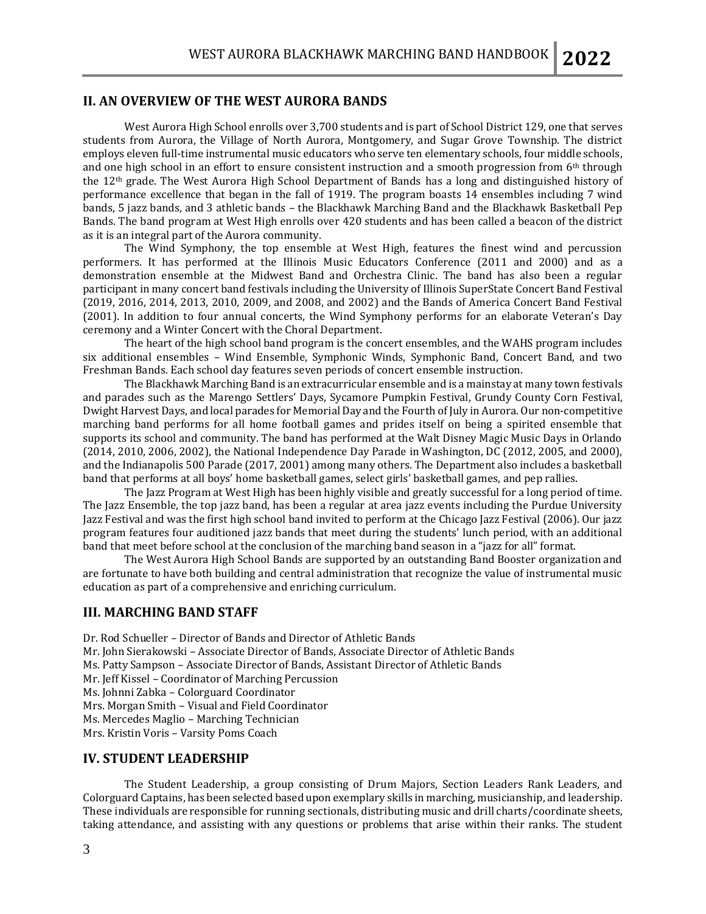## II. AN OVERVIEW OF THE WEST AURORA BANDS

West Aurora High School enrolls over 3,700 students and is part of School District 129, one that serves students from Aurora, the Village of North Aurora, Montgomery, and Sugar Grove Township. The district employs eleven full-time instrumental music educators who serve ten elementary schools, four middle schools, and one high school in an effort to ensure consistent instruction and a smooth progression from 6th through the 12th grade. The West Aurora High School Department of Bands has a long and distinguished history of performance excellence that began in the fall of 1919. The program boasts 14 ensembles including 7 wind bands, 5 jazz bands, and 3 athletic bands – the Blackhawk Marching Band and the Blackhawk Basketball Pep Bands. The band program at West High enrolls over 420 students and has been called a beacon of the district as it is an integral part of the Aurora community.

The Wind Symphony, the top ensemble at West High, features the finest wind and percussion performers. It has performed at the Illinois Music Educators Conference (2011 and 2000) and as a demonstration ensemble at the Midwest Band and Orchestra Clinic. The band has also been a regular participant in many concert band festivals including the University of Illinois SuperState Concert Band Festival (2019, 2016, 2014, 2013, 2010, 2009, and 2008, and 2002) and the Bands of America Concert Band Festival (2001). In addition to four annual concerts, the Wind Symphony performs for an elaborate Veteran's Day ceremony and a Winter Concert with the Choral Department.

The heart of the high school band program is the concert ensembles, and the WAHS program includes six additional ensembles – Wind Ensemble, Symphonic Winds, Symphonic Band, Concert Band, and two Freshman Bands. Each school day features seven periods of concert ensemble instruction.

The Blackhawk Marching Band is an extracurricular ensemble and is a mainstay at many town festivals and parades such as the Marengo Settlers' Days, Sycamore Pumpkin Festival, Grundy County Corn Festival, Dwight Harvest Days, and local parades for Memorial Day and the Fourth of July in Aurora. Our non-competitive marching band performs for all home football games and prides itself on being a spirited ensemble that supports its school and community. The band has performed at the Walt Disney Magic Music Days in Orlando (2014, 2010, 2006, 2002), the National Independence Day Parade in Washington, DC (2012, 2005, and 2000), and the Indianapolis 500 Parade (2017, 2001) among many others. The Department also includes a basketball band that performs at all boys' home basketball games, select girls' basketball games, and pep rallies.

The Jazz Program at West High has been highly visible and greatly successful for a long period of time. The Jazz Ensemble, the top jazz band, has been a regular at area jazz events including the Purdue University Jazz Festival and was the first high school band invited to perform at the Chicago Jazz Festival (2006). Our jazz program features four auditioned jazz bands that meet during the students' lunch period, with an additional band that meet before school at the conclusion of the marching band season in a "jazz for all" format.

The West Aurora High School Bands are supported by an outstanding Band Booster organization and are fortunate to have both building and central administration that recognize the value of instrumental music education as part of a comprehensive and enriching curriculum.

## III. MARCHING BAND STAFF

Dr. Rod Schueller – Director of Bands and Director of Athletic Bands
Mr. John Sierakowski – Associate Director of Bands, Associate Director of Athletic Bands
Ms. Patty Sampson – Associate Director of Bands, Assistant Director of Athletic Bands
Mr. Jeff Kissel – Coordinator of Marching Percussion
Ms. Johnni Zabka – Colorguard Coordinator
Mrs. Morgan Smith – Visual and Field Coordinator
Ms. Mercedes Maglio – Marching Technician
Mrs. Kristin Voris – Varsity Poms Coach

## IV. STUDENT LEADERSHIP

The Student Leadership, a group consisting of Drum Majors, Section Leaders Rank Leaders, and Colorguard Captains, has been selected based upon exemplary skills in marching, musicianship, and leadership. These individuals are responsible for running sectionals, distributing music and drill charts/coordinate sheets, taking attendance, and assisting with any questions or problems that arise within their ranks. The student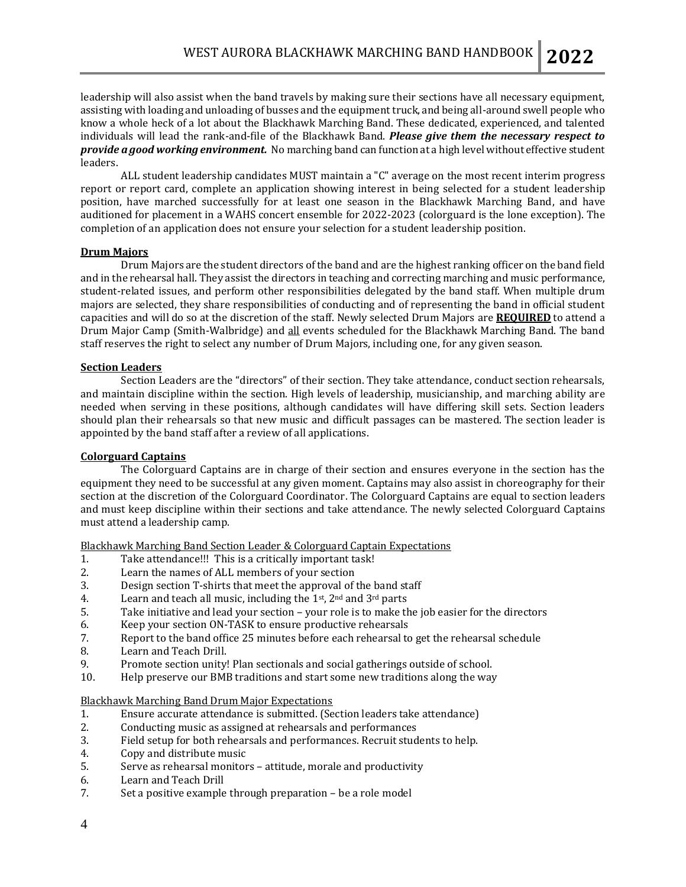leadership will also assist when the band travels by making sure their sections have all necessary equipment, assisting with loading and unloading of busses and the equipment truck, and being all-around swell people who know a whole heck of a lot about the Blackhawk Marching Band. These dedicated, experienced, and talented individuals will lead the rank-and-file of the Blackhawk Band. ***Please give them the necessary respect to provide a good working environment.*** No marching band can function at a high level without effective student leaders.

ALL student leadership candidates MUST maintain a "C" average on the most recent interim progress report or report card, complete an application showing interest in being selected for a student leadership position, have marched successfully for at least one season in the Blackhawk Marching Band, and have auditioned for placement in a WAHS concert ensemble for 2022-2023 (colorguard is the lone exception). The completion of an application does not ensure your selection for a student leadership position.

### Drum Majors

Drum Majors are the student directors of the band and are the highest ranking officer on the band field and in the rehearsal hall. They assist the directors in teaching and correcting marching and music performance, student-related issues, and perform other responsibilities delegated by the band staff. When multiple drum majors are selected, they share responsibilities of conducting and of representing the band in official student capacities and will do so at the discretion of the staff. Newly selected Drum Majors are **REQUIRED** to attend a Drum Major Camp (Smith-Walbridge) and all events scheduled for the Blackhawk Marching Band. The band staff reserves the right to select any number of Drum Majors, including one, for any given season.

### Section Leaders

Section Leaders are the "directors" of their section. They take attendance, conduct section rehearsals, and maintain discipline within the section. High levels of leadership, musicianship, and marching ability are needed when serving in these positions, although candidates will have differing skill sets. Section leaders should plan their rehearsals so that new music and difficult passages can be mastered. The section leader is appointed by the band staff after a review of all applications.

### Colorguard Captains

The Colorguard Captains are in charge of their section and ensures everyone in the section has the equipment they need to be successful at any given moment. Captains may also assist in choreography for their section at the discretion of the Colorguard Coordinator. The Colorguard Captains are equal to section leaders and must keep discipline within their sections and take attendance. The newly selected Colorguard Captains must attend a leadership camp.

Blackhawk Marching Band Section Leader & Colorguard Captain Expectations

1. Take attendance!!! This is a critically important task!
2. Learn the names of ALL members of your section
3. Design section T-shirts that meet the approval of the band staff
4. Learn and teach all music, including the 1st, 2nd and 3rd parts
5. Take initiative and lead your section – your role is to make the job easier for the directors
6. Keep your section ON-TASK to ensure productive rehearsals
7. Report to the band office 25 minutes before each rehearsal to get the rehearsal schedule
8. Learn and Teach Drill.
9. Promote section unity! Plan sectionals and social gatherings outside of school.
10. Help preserve our BMB traditions and start some new traditions along the way

Blackhawk Marching Band Drum Major Expectations

1. Ensure accurate attendance is submitted. (Section leaders take attendance)
2. Conducting music as assigned at rehearsals and performances
3. Field setup for both rehearsals and performances. Recruit students to help.
4. Copy and distribute music
5. Serve as rehearsal monitors – attitude, morale and productivity
6. Learn and Teach Drill
7. Set a positive example through preparation – be a role model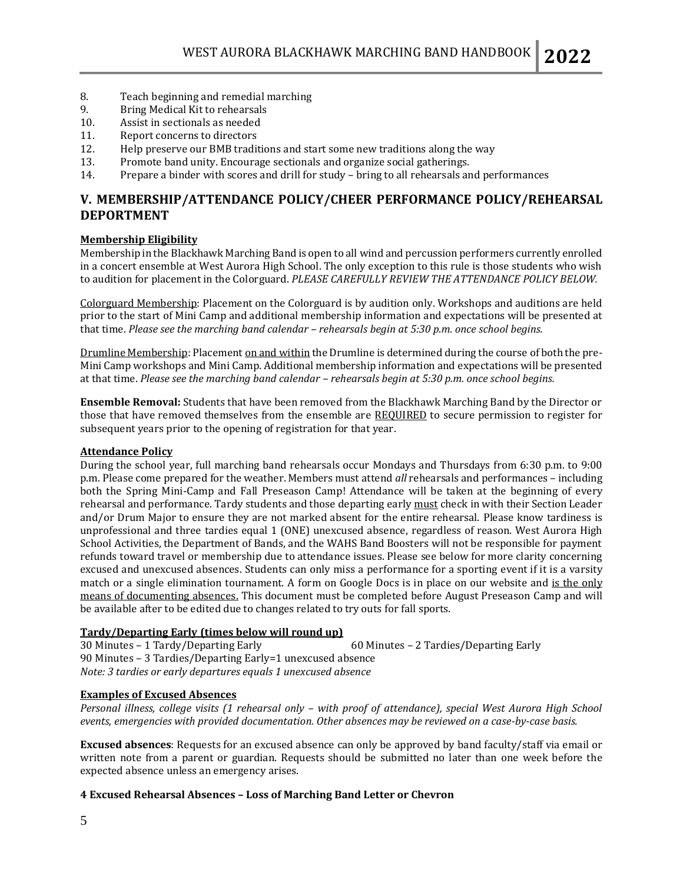8. Teach beginning and remedial marching
9. Bring Medical Kit to rehearsals
10. Assist in sectionals as needed
11. Report concerns to directors
12. Help preserve our BMB traditions and start some new traditions along the way
13. Promote band unity. Encourage sectionals and organize social gatherings.
14. Prepare a binder with scores and drill for study – bring to all rehearsals and performances

## V. MEMBERSHIP/ATTENDANCE POLICY/CHEER PERFORMANCE POLICY/REHEARSAL DEPORTMENT

**Membership Eligibility**

Membership in the Blackhawk Marching Band is open to all wind and percussion performers currently enrolled in a concert ensemble at West Aurora High School. The only exception to this rule is those students who wish to audition for placement in the Colorguard. *PLEASE CAREFULLY REVIEW THE ATTENDANCE POLICY BELOW.*

Colorguard Membership: Placement on the Colorguard is by audition only. Workshops and auditions are held prior to the start of Mini Camp and additional membership information and expectations will be presented at that time. *Please see the marching band calendar – rehearsals begin at 5:30 p.m. once school begins.*

Drumline Membership: Placement on and within the Drumline is determined during the course of both the pre-Mini Camp workshops and Mini Camp. Additional membership information and expectations will be presented at that time. *Please see the marching band calendar – rehearsals begin at 5:30 p.m. once school begins.*

**Ensemble Removal:** Students that have been removed from the Blackhawk Marching Band by the Director or those that have removed themselves from the ensemble are REQUIRED to secure permission to register for subsequent years prior to the opening of registration for that year.

**Attendance Policy**

During the school year, full marching band rehearsals occur Mondays and Thursdays from 6:30 p.m. to 9:00 p.m. Please come prepared for the weather. Members must attend *all* rehearsals and performances – including both the Spring Mini-Camp and Fall Preseason Camp! Attendance will be taken at the beginning of every rehearsal and performance. Tardy students and those departing early must check in with their Section Leader and/or Drum Major to ensure they are not marked absent for the entire rehearsal. Please know tardiness is unprofessional and three tardies equal 1 (ONE) unexcused absence, regardless of reason. West Aurora High School Activities, the Department of Bands, and the WAHS Band Boosters will not be responsible for payment refunds toward travel or membership due to attendance issues. Please see below for more clarity concerning excused and unexcused absences. Students can only miss a performance for a sporting event if it is a varsity match or a single elimination tournament. A form on Google Docs is in place on our website and is the only means of documenting absences. This document must be completed before August Preseason Camp and will be available after to be edited due to changes related to try outs for fall sports.

**Tardy/Departing Early (times below will round up)**

30 Minutes – 1 Tardy/Departing Early
60 Minutes – 2 Tardies/Departing Early
90 Minutes – 3 Tardies/Departing Early=1 unexcused absence
*Note: 3 tardies or early departures equals 1 unexcused absence*

**Examples of Excused Absences**

*Personal illness, college visits (1 rehearsal only – with proof of attendance), special West Aurora High School events, emergencies with provided documentation. Other absences may be reviewed on a case-by-case basis.*

**Excused absences**: Requests for an excused absence can only be approved by band faculty/staff via email or written note from a parent or guardian. Requests should be submitted no later than one week before the expected absence unless an emergency arises.

**4 Excused Rehearsal Absences – Loss of Marching Band Letter or Chevron**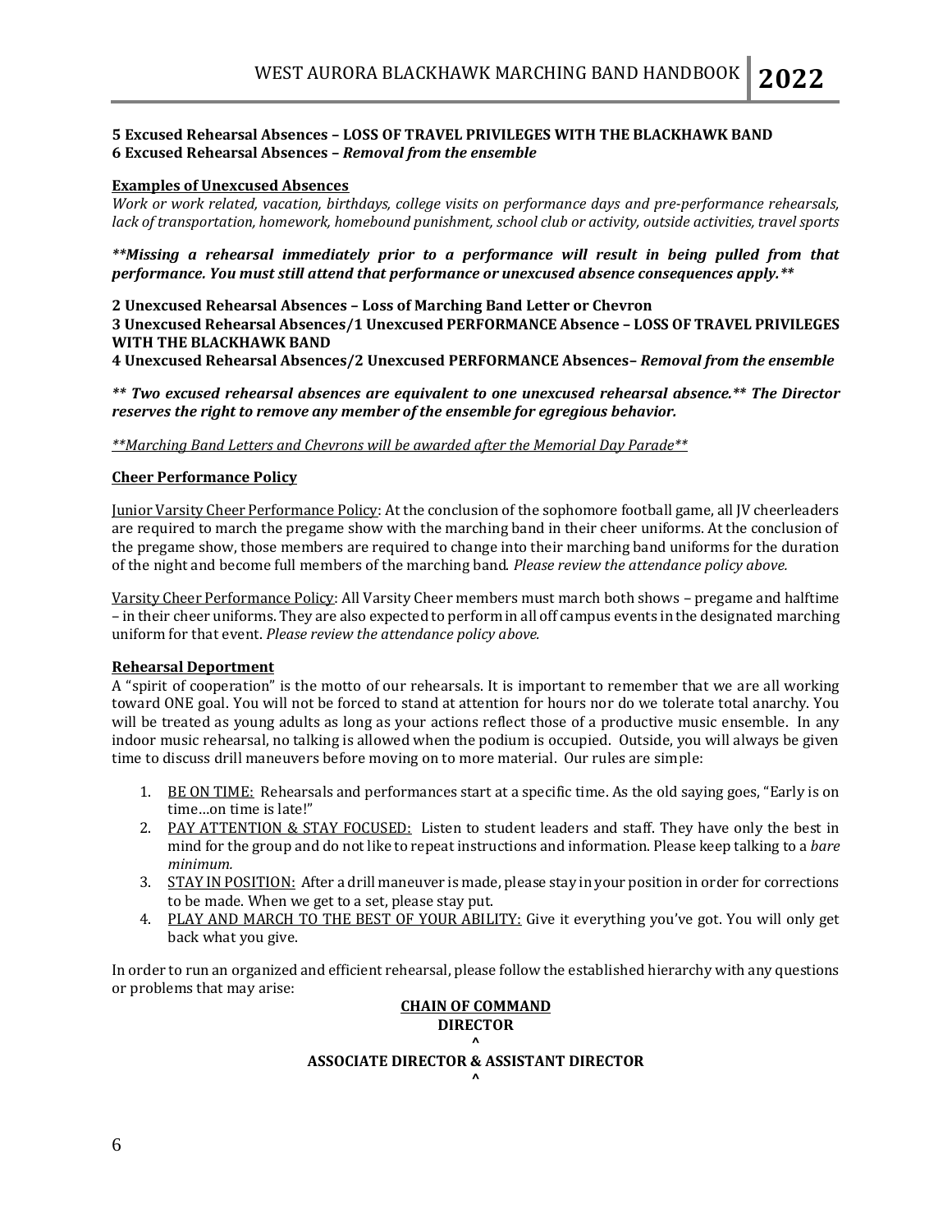**5 Excused Rehearsal Absences – LOSS OF TRAVEL PRIVILEGES WITH THE BLACKHAWK BAND**
**6 Excused Rehearsal Absences –** ***Removal from the ensemble***

**Examples of Unexcused Absences**

*Work or work related, vacation, birthdays, college visits on performance days and pre-performance rehearsals, lack of transportation, homework, homebound punishment, school club or activity, outside activities, travel sports*

***\*\*Missing a rehearsal immediately prior to a performance will result in being pulled from that performance. You must still attend that performance or unexcused absence consequences apply.\*\****

**2 Unexcused Rehearsal Absences – Loss of Marching Band Letter or Chevron**
**3 Unexcused Rehearsal Absences/1 Unexcused PERFORMANCE Absence – LOSS OF TRAVEL PRIVILEGES WITH THE BLACKHAWK BAND**
**4 Unexcused Rehearsal Absences/2 Unexcused PERFORMANCE Absences–** ***Removal from the ensemble***

***\*\* Two excused rehearsal absences are equivalent to one unexcused rehearsal absence.\*\* The Director reserves the right to remove any member of the ensemble for egregious behavior.***

*\*\*Marching Band Letters and Chevrons will be awarded after the Memorial Day Parade\*\**

**Cheer Performance Policy**

Junior Varsity Cheer Performance Policy: At the conclusion of the sophomore football game, all JV cheerleaders are required to march the pregame show with the marching band in their cheer uniforms. At the conclusion of the pregame show, those members are required to change into their marching band uniforms for the duration of the night and become full members of the marching band. *Please review the attendance policy above.*

Varsity Cheer Performance Policy: All Varsity Cheer members must march both shows – pregame and halftime – in their cheer uniforms. They are also expected to perform in all off campus events in the designated marching uniform for that event. *Please review the attendance policy above.*

**Rehearsal Deportment**

A "spirit of cooperation" is the motto of our rehearsals. It is important to remember that we are all working toward ONE goal. You will not be forced to stand at attention for hours nor do we tolerate total anarchy. You will be treated as young adults as long as your actions reflect those of a productive music ensemble. In any indoor music rehearsal, no talking is allowed when the podium is occupied. Outside, you will always be given time to discuss drill maneuvers before moving on to more material. Our rules are simple:

1. BE ON TIME: Rehearsals and performances start at a specific time. As the old saying goes, "Early is on time…on time is late!"
2. PAY ATTENTION & STAY FOCUSED: Listen to student leaders and staff. They have only the best in mind for the group and do not like to repeat instructions and information. Please keep talking to a *bare minimum.*
3. STAY IN POSITION: After a drill maneuver is made, please stay in your position in order for corrections to be made. When we get to a set, please stay put.
4. PLAY AND MARCH TO THE BEST OF YOUR ABILITY: Give it everything you've got. You will only get back what you give.

In order to run an organized and efficient rehearsal, please follow the established hierarchy with any questions or problems that may arise:

**CHAIN OF COMMAND**

**DIRECTOR**

**^**

**ASSOCIATE DIRECTOR & ASSISTANT DIRECTOR**

**^**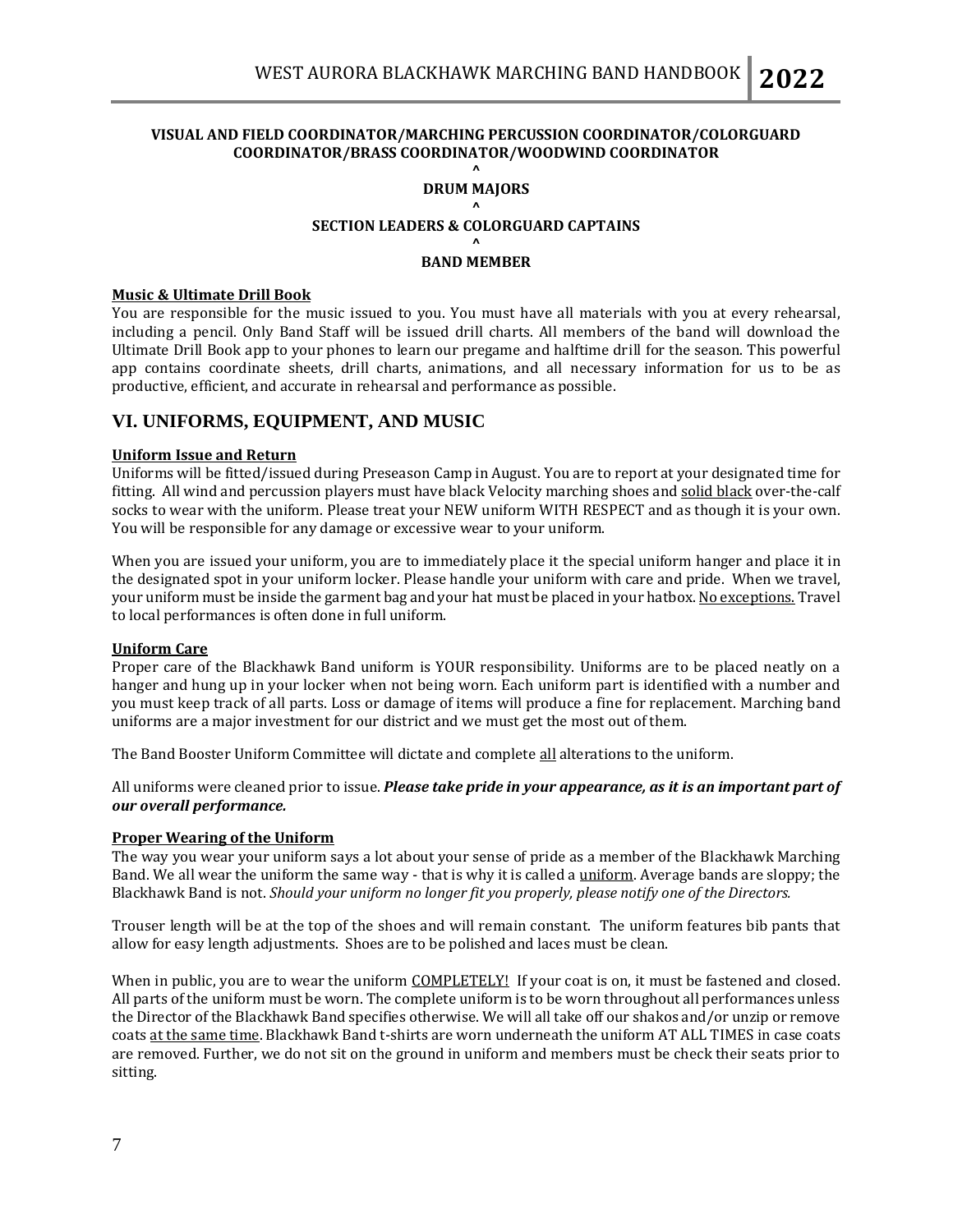**VISUAL AND FIELD COORDINATOR/MARCHING PERCUSSION COORDINATOR/COLORGUARD COORDINATOR/BRASS COORDINATOR/WOODWIND COORDINATOR**

**^**

**DRUM MAJORS**

**^**

**SECTION LEADERS & COLORGUARD CAPTAINS**

**^**

**BAND MEMBER**

**Music & Ultimate Drill Book**

You are responsible for the music issued to you. You must have all materials with you at every rehearsal, including a pencil. Only Band Staff will be issued drill charts. All members of the band will download the Ultimate Drill Book app to your phones to learn our pregame and halftime drill for the season. This powerful app contains coordinate sheets, drill charts, animations, and all necessary information for us to be as productive, efficient, and accurate in rehearsal and performance as possible.

## VI. UNIFORMS, EQUIPMENT, AND MUSIC

**Uniform Issue and Return**

Uniforms will be fitted/issued during Preseason Camp in August. You are to report at your designated time for fitting. All wind and percussion players must have black Velocity marching shoes and solid black over-the-calf socks to wear with the uniform. Please treat your NEW uniform WITH RESPECT and as though it is your own. You will be responsible for any damage or excessive wear to your uniform.

When you are issued your uniform, you are to immediately place it the special uniform hanger and place it in the designated spot in your uniform locker. Please handle your uniform with care and pride. When we travel, your uniform must be inside the garment bag and your hat must be placed in your hatbox. No exceptions. Travel to local performances is often done in full uniform.

**Uniform Care**

Proper care of the Blackhawk Band uniform is YOUR responsibility. Uniforms are to be placed neatly on a hanger and hung up in your locker when not being worn. Each uniform part is identified with a number and you must keep track of all parts. Loss or damage of items will produce a fine for replacement. Marching band uniforms are a major investment for our district and we must get the most out of them.

The Band Booster Uniform Committee will dictate and complete all alterations to the uniform.

All uniforms were cleaned prior to issue. ***Please take pride in your appearance, as it is an important part of our overall performance.***

**Proper Wearing of the Uniform**

The way you wear your uniform says a lot about your sense of pride as a member of the Blackhawk Marching Band. We all wear the uniform the same way - that is why it is called a uniform. Average bands are sloppy; the Blackhawk Band is not. *Should your uniform no longer fit you properly, please notify one of the Directors.*

Trouser length will be at the top of the shoes and will remain constant. The uniform features bib pants that allow for easy length adjustments. Shoes are to be polished and laces must be clean.

When in public, you are to wear the uniform COMPLETELY! If your coat is on, it must be fastened and closed. All parts of the uniform must be worn. The complete uniform is to be worn throughout all performances unless the Director of the Blackhawk Band specifies otherwise. We will all take off our shakos and/or unzip or remove coats at the same time. Blackhawk Band t-shirts are worn underneath the uniform AT ALL TIMES in case coats are removed. Further, we do not sit on the ground in uniform and members must be check their seats prior to sitting.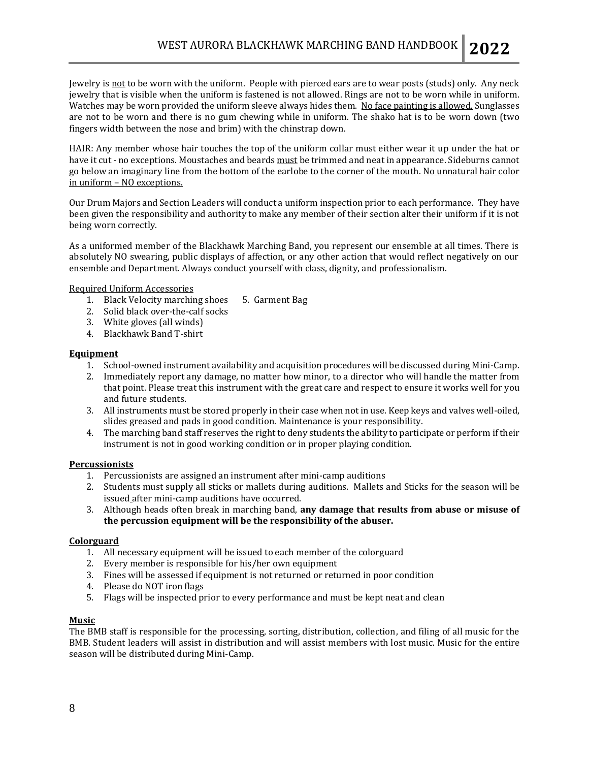Jewelry is not to be worn with the uniform. People with pierced ears are to wear posts (studs) only. Any neck jewelry that is visible when the uniform is fastened is not allowed. Rings are not to be worn while in uniform. Watches may be worn provided the uniform sleeve always hides them. No face painting is allowed. Sunglasses are not to be worn and there is no gum chewing while in uniform. The shako hat is to be worn down (two fingers width between the nose and brim) with the chinstrap down.

HAIR: Any member whose hair touches the top of the uniform collar must either wear it up under the hat or have it cut - no exceptions. Moustaches and beards must be trimmed and neat in appearance. Sideburns cannot go below an imaginary line from the bottom of the earlobe to the corner of the mouth. No unnatural hair color in uniform – NO exceptions.

Our Drum Majors and Section Leaders will conduct a uniform inspection prior to each performance. They have been given the responsibility and authority to make any member of their section alter their uniform if it is not being worn correctly.

As a uniformed member of the Blackhawk Marching Band, you represent our ensemble at all times. There is absolutely NO swearing, public displays of affection, or any other action that would reflect negatively on our ensemble and Department. Always conduct yourself with class, dignity, and professionalism.

Required Uniform Accessories

1. Black Velocity marching shoes
2. Solid black over-the-calf socks
3. White gloves (all winds)
4. Blackhawk Band T-shirt
5. Garment Bag

**Equipment**

1. School-owned instrument availability and acquisition procedures will be discussed during Mini-Camp.
2. Immediately report any damage, no matter how minor, to a director who will handle the matter from that point. Please treat this instrument with the great care and respect to ensure it works well for you and future students.
3. All instruments must be stored properly in their case when not in use. Keep keys and valves well-oiled, slides greased and pads in good condition. Maintenance is your responsibility.
4. The marching band staff reserves the right to deny students the ability to participate or perform if their instrument is not in good working condition or in proper playing condition.

**Percussionists**

1. Percussionists are assigned an instrument after mini-camp auditions
2. Students must supply all sticks or mallets during auditions. Mallets and Sticks for the season will be issued after mini-camp auditions have occurred.
3. Although heads often break in marching band, **any damage that results from abuse or misuse of the percussion equipment will be the responsibility of the abuser.**

**Colorguard**

1. All necessary equipment will be issued to each member of the colorguard
2. Every member is responsible for his/her own equipment
3. Fines will be assessed if equipment is not returned or returned in poor condition
4. Please do NOT iron flags
5. Flags will be inspected prior to every performance and must be kept neat and clean

**Music**

The BMB staff is responsible for the processing, sorting, distribution, collection, and filing of all music for the BMB. Student leaders will assist in distribution and will assist members with lost music. Music for the entire season will be distributed during Mini-Camp.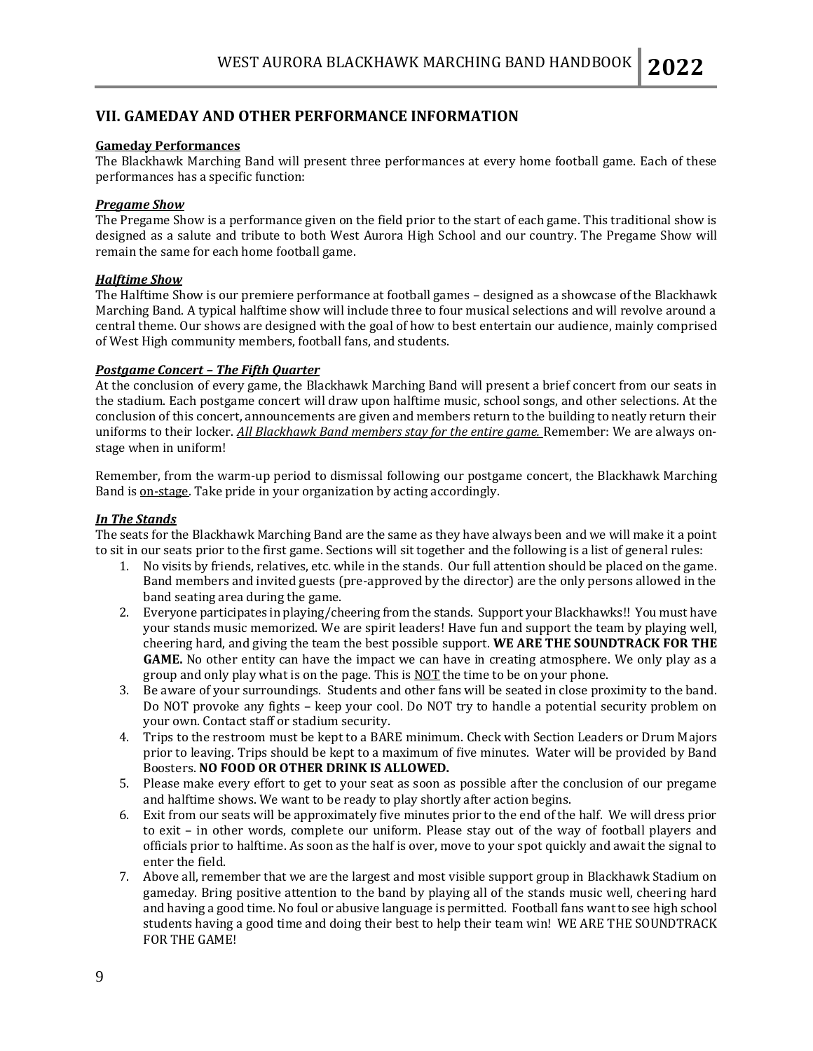## VII. GAMEDAY AND OTHER PERFORMANCE INFORMATION

**Gameday Performances**

The Blackhawk Marching Band will present three performances at every home football game. Each of these performances has a specific function:

***Pregame Show***

The Pregame Show is a performance given on the field prior to the start of each game. This traditional show is designed as a salute and tribute to both West Aurora High School and our country. The Pregame Show will remain the same for each home football game.

***Halftime Show***

The Halftime Show is our premiere performance at football games – designed as a showcase of the Blackhawk Marching Band. A typical halftime show will include three to four musical selections and will revolve around a central theme. Our shows are designed with the goal of how to best entertain our audience, mainly comprised of West High community members, football fans, and students.

***Postgame Concert – The Fifth Quarter***

At the conclusion of every game, the Blackhawk Marching Band will present a brief concert from our seats in the stadium. Each postgame concert will draw upon halftime music, school songs, and other selections. At the conclusion of this concert, announcements are given and members return to the building to neatly return their uniforms to their locker. *All Blackhawk Band members stay for the entire game.* Remember: We are always on-stage when in uniform!

Remember, from the warm-up period to dismissal following our postgame concert, the Blackhawk Marching Band is on-stage. Take pride in your organization by acting accordingly.

***In The Stands***

The seats for the Blackhawk Marching Band are the same as they have always been and we will make it a point to sit in our seats prior to the first game. Sections will sit together and the following is a list of general rules:

1. No visits by friends, relatives, etc. while in the stands. Our full attention should be placed on the game. Band members and invited guests (pre-approved by the director) are the only persons allowed in the band seating area during the game.
2. Everyone participates in playing/cheering from the stands. Support your Blackhawks!! You must have your stands music memorized. We are spirit leaders! Have fun and support the team by playing well, cheering hard, and giving the team the best possible support. **WE ARE THE SOUNDTRACK FOR THE GAME.** No other entity can have the impact we can have in creating atmosphere. We only play as a group and only play what is on the page. This is NOT the time to be on your phone.
3. Be aware of your surroundings. Students and other fans will be seated in close proximity to the band. Do NOT provoke any fights – keep your cool. Do NOT try to handle a potential security problem on your own. Contact staff or stadium security.
4. Trips to the restroom must be kept to a BARE minimum. Check with Section Leaders or Drum Majors prior to leaving. Trips should be kept to a maximum of five minutes. Water will be provided by Band Boosters. **NO FOOD OR OTHER DRINK IS ALLOWED.**
5. Please make every effort to get to your seat as soon as possible after the conclusion of our pregame and halftime shows. We want to be ready to play shortly after action begins.
6. Exit from our seats will be approximately five minutes prior to the end of the half. We will dress prior to exit – in other words, complete our uniform. Please stay out of the way of football players and officials prior to halftime. As soon as the half is over, move to your spot quickly and await the signal to enter the field.
7. Above all, remember that we are the largest and most visible support group in Blackhawk Stadium on gameday. Bring positive attention to the band by playing all of the stands music well, cheering hard and having a good time. No foul or abusive language is permitted. Football fans want to see high school students having a good time and doing their best to help their team win! WE ARE THE SOUNDTRACK FOR THE GAME!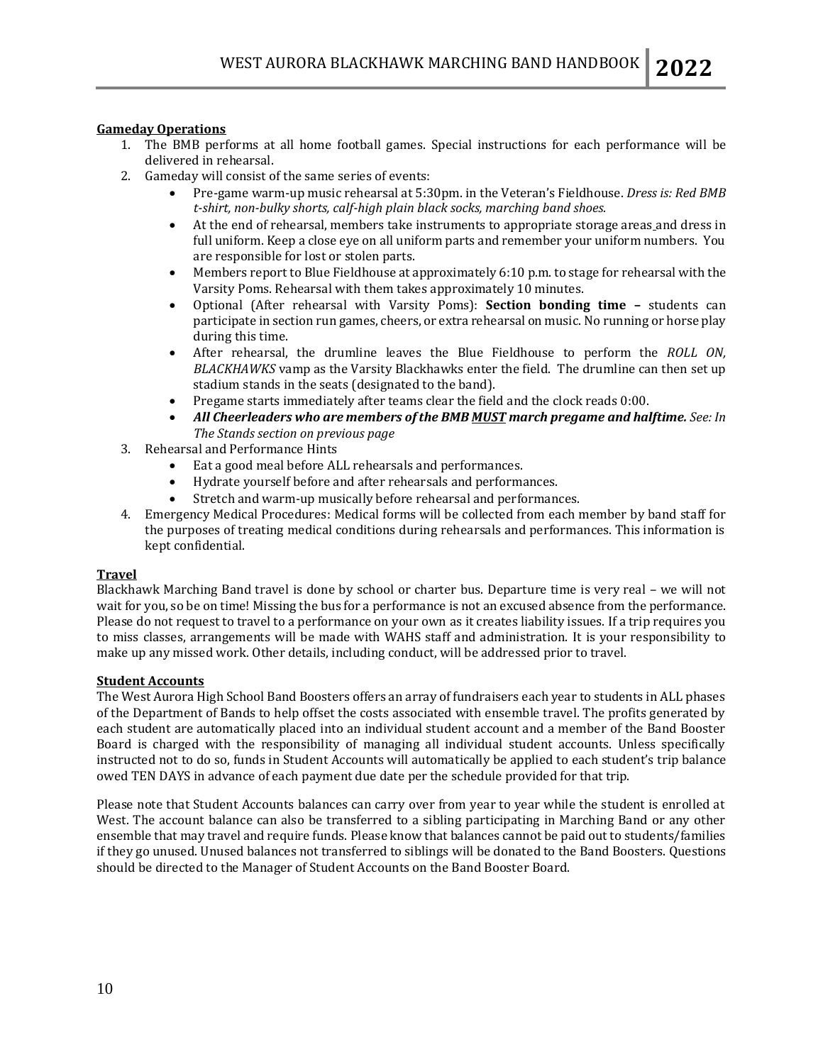**Gameday Operations**

1. The BMB performs at all home football games. Special instructions for each performance will be delivered in rehearsal.
2. Gameday will consist of the same series of events:
   - Pre-game warm-up music rehearsal at 5:30pm. in the Veteran's Fieldhouse. *Dress is: Red BMB t-shirt, non-bulky shorts, calf-high plain black socks, marching band shoes.*
   - At the end of rehearsal, members take instruments to appropriate storage areas and dress in full uniform. Keep a close eye on all uniform parts and remember your uniform numbers. You are responsible for lost or stolen parts.
   - Members report to Blue Fieldhouse at approximately 6:10 p.m. to stage for rehearsal with the Varsity Poms. Rehearsal with them takes approximately 10 minutes.
   - Optional (After rehearsal with Varsity Poms): **Section bonding time –** students can participate in section run games, cheers, or extra rehearsal on music. No running or horse play during this time.
   - After rehearsal, the drumline leaves the Blue Fieldhouse to perform the *ROLL ON, BLACKHAWKS* vamp as the Varsity Blackhawks enter the field. The drumline can then set up stadium stands in the seats (designated to the band).
   - Pregame starts immediately after teams clear the field and the clock reads 0:00.
   - ***All Cheerleaders who are members of the BMB MUST march pregame and halftime.*** *See: In The Stands section on previous page*
3. Rehearsal and Performance Hints
   - Eat a good meal before ALL rehearsals and performances.
   - Hydrate yourself before and after rehearsals and performances.
   - Stretch and warm-up musically before rehearsal and performances.
4. Emergency Medical Procedures: Medical forms will be collected from each member by band staff for the purposes of treating medical conditions during rehearsals and performances. This information is kept confidential.

**Travel**

Blackhawk Marching Band travel is done by school or charter bus. Departure time is very real – we will not wait for you, so be on time! Missing the bus for a performance is not an excused absence from the performance. Please do not request to travel to a performance on your own as it creates liability issues. If a trip requires you to miss classes, arrangements will be made with WAHS staff and administration. It is your responsibility to make up any missed work. Other details, including conduct, will be addressed prior to travel.

**Student Accounts**

The West Aurora High School Band Boosters offers an array of fundraisers each year to students in ALL phases of the Department of Bands to help offset the costs associated with ensemble travel. The profits generated by each student are automatically placed into an individual student account and a member of the Band Booster Board is charged with the responsibility of managing all individual student accounts. Unless specifically instructed not to do so, funds in Student Accounts will automatically be applied to each student's trip balance owed TEN DAYS in advance of each payment due date per the schedule provided for that trip.

Please note that Student Accounts balances can carry over from year to year while the student is enrolled at West. The account balance can also be transferred to a sibling participating in Marching Band or any other ensemble that may travel and require funds. Please know that balances cannot be paid out to students/families if they go unused. Unused balances not transferred to siblings will be donated to the Band Boosters. Questions should be directed to the Manager of Student Accounts on the Band Booster Board.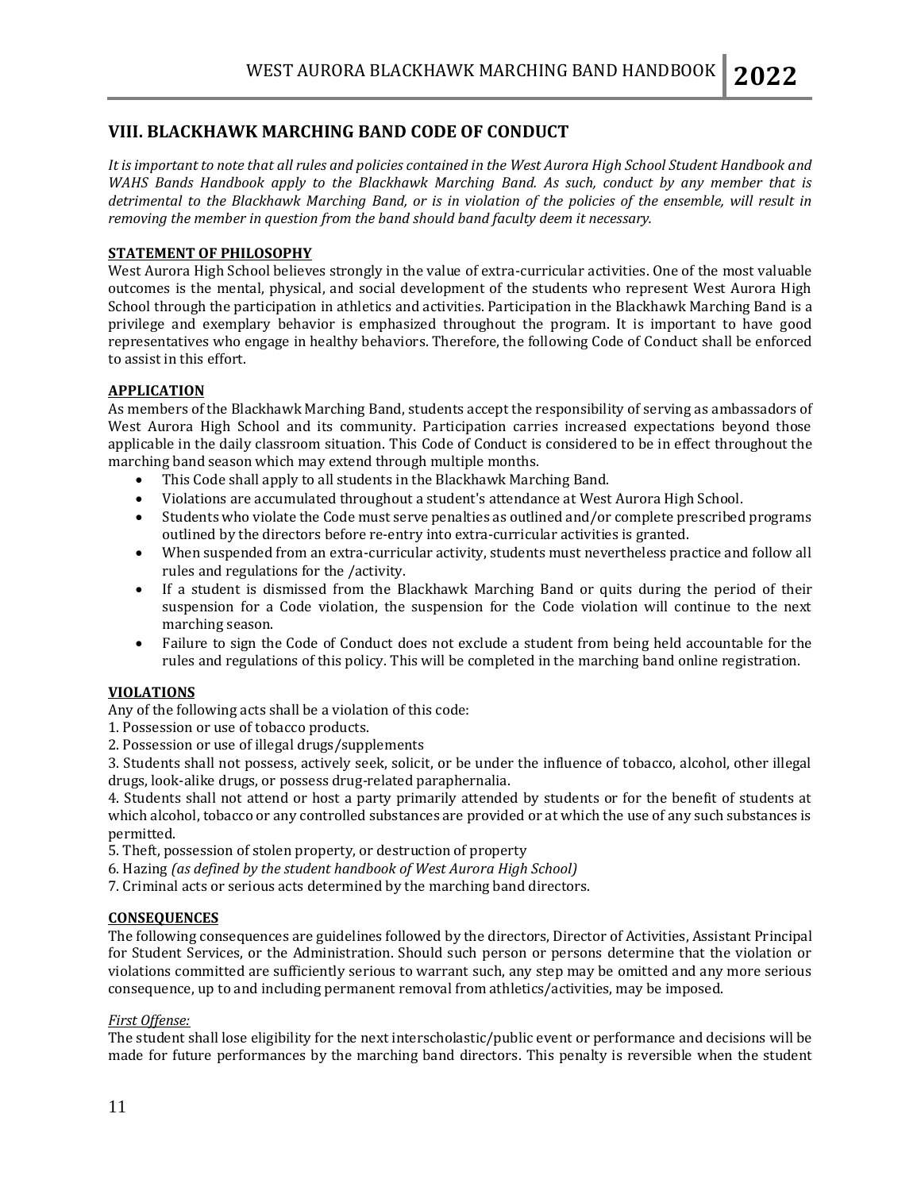## VIII. BLACKHAWK MARCHING BAND CODE OF CONDUCT

*It is important to note that all rules and policies contained in the West Aurora High School Student Handbook and WAHS Bands Handbook apply to the Blackhawk Marching Band. As such, conduct by any member that is detrimental to the Blackhawk Marching Band, or is in violation of the policies of the ensemble, will result in removing the member in question from the band should band faculty deem it necessary.*

**STATEMENT OF PHILOSOPHY**

West Aurora High School believes strongly in the value of extra-curricular activities. One of the most valuable outcomes is the mental, physical, and social development of the students who represent West Aurora High School through the participation in athletics and activities. Participation in the Blackhawk Marching Band is a privilege and exemplary behavior is emphasized throughout the program. It is important to have good representatives who engage in healthy behaviors. Therefore, the following Code of Conduct shall be enforced to assist in this effort.

**APPLICATION**

As members of the Blackhawk Marching Band, students accept the responsibility of serving as ambassadors of West Aurora High School and its community. Participation carries increased expectations beyond those applicable in the daily classroom situation. This Code of Conduct is considered to be in effect throughout the marching band season which may extend through multiple months.

- This Code shall apply to all students in the Blackhawk Marching Band.
- Violations are accumulated throughout a student's attendance at West Aurora High School.
- Students who violate the Code must serve penalties as outlined and/or complete prescribed programs outlined by the directors before re-entry into extra-curricular activities is granted.
- When suspended from an extra-curricular activity, students must nevertheless practice and follow all rules and regulations for the /activity.
- If a student is dismissed from the Blackhawk Marching Band or quits during the period of their suspension for a Code violation, the suspension for the Code violation will continue to the next marching season.
- Failure to sign the Code of Conduct does not exclude a student from being held accountable for the rules and regulations of this policy. This will be completed in the marching band online registration.

**VIOLATIONS**

Any of the following acts shall be a violation of this code:

1. Possession or use of tobacco products.
2. Possession or use of illegal drugs/supplements
3. Students shall not possess, actively seek, solicit, or be under the influence of tobacco, alcohol, other illegal drugs, look-alike drugs, or possess drug-related paraphernalia.
4. Students shall not attend or host a party primarily attended by students or for the benefit of students at which alcohol, tobacco or any controlled substances are provided or at which the use of any such substances is permitted.
5. Theft, possession of stolen property, or destruction of property
6. Hazing *(as defined by the student handbook of West Aurora High School)*
7. Criminal acts or serious acts determined by the marching band directors.

**CONSEQUENCES**

The following consequences are guidelines followed by the directors, Director of Activities, Assistant Principal for Student Services, or the Administration. Should such person or persons determine that the violation or violations committed are sufficiently serious to warrant such, any step may be omitted and any more serious consequence, up to and including permanent removal from athletics/activities, may be imposed.

*First Offense:*

The student shall lose eligibility for the next interscholastic/public event or performance and decisions will be made for future performances by the marching band directors. This penalty is reversible when the student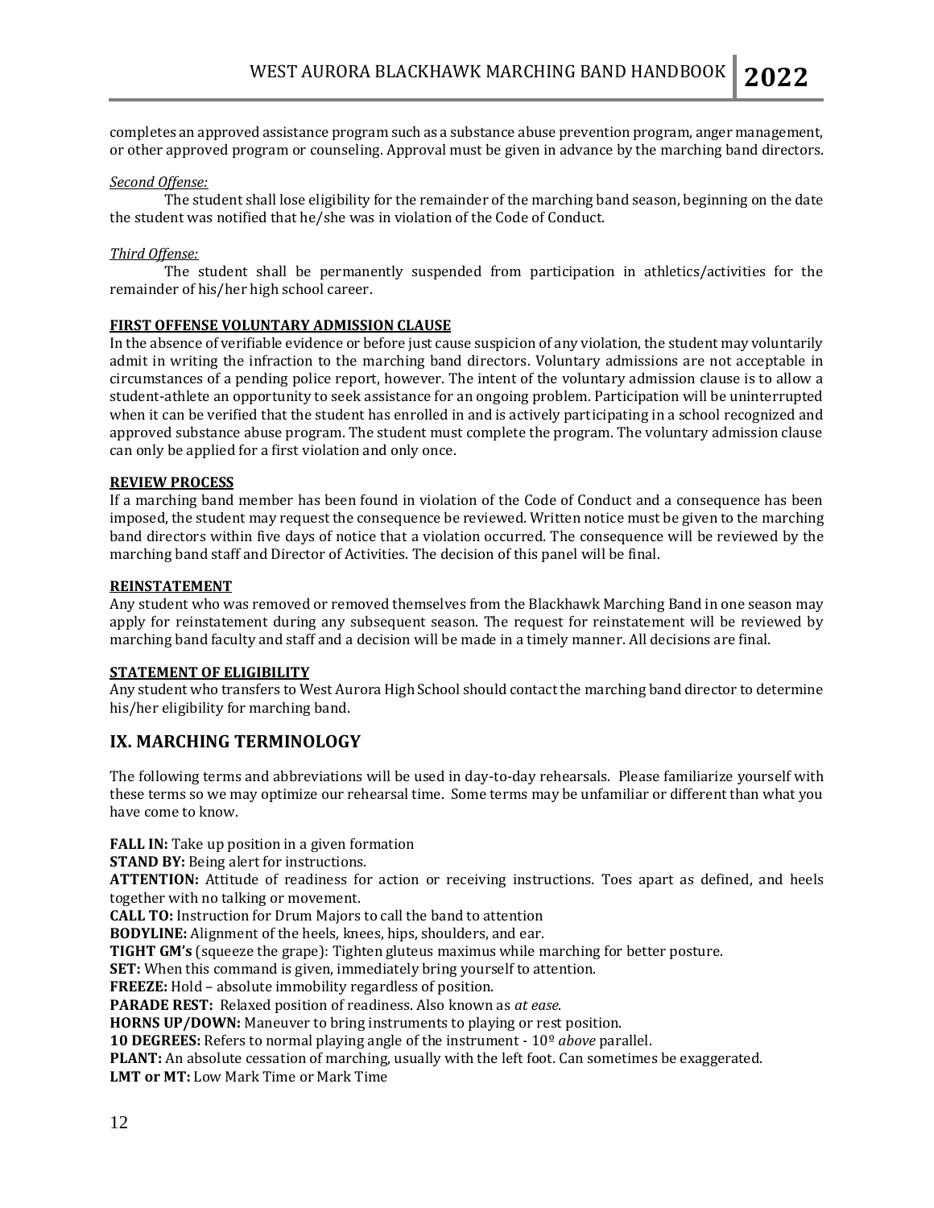completes an approved assistance program such as a substance abuse prevention program, anger management, or other approved program or counseling. Approval must be given in advance by the marching band directors.

*Second Offense:*

The student shall lose eligibility for the remainder of the marching band season, beginning on the date the student was notified that he/she was in violation of the Code of Conduct.

*Third Offense:*

The student shall be permanently suspended from participation in athletics/activities for the remainder of his/her high school career.

**FIRST OFFENSE VOLUNTARY ADMISSION CLAUSE**

In the absence of verifiable evidence or before just cause suspicion of any violation, the student may voluntarily admit in writing the infraction to the marching band directors. Voluntary admissions are not acceptable in circumstances of a pending police report, however. The intent of the voluntary admission clause is to allow a student-athlete an opportunity to seek assistance for an ongoing problem. Participation will be uninterrupted when it can be verified that the student has enrolled in and is actively participating in a school recognized and approved substance abuse program. The student must complete the program. The voluntary admission clause can only be applied for a first violation and only once.

**REVIEW PROCESS**

If a marching band member has been found in violation of the Code of Conduct and a consequence has been imposed, the student may request the consequence be reviewed. Written notice must be given to the marching band directors within five days of notice that a violation occurred. The consequence will be reviewed by the marching band staff and Director of Activities. The decision of this panel will be final.

**REINSTATEMENT**

Any student who was removed or removed themselves from the Blackhawk Marching Band in one season may apply for reinstatement during any subsequent season. The request for reinstatement will be reviewed by marching band faculty and staff and a decision will be made in a timely manner. All decisions are final.

**STATEMENT OF ELIGIBILITY**

Any student who transfers to West Aurora High School should contact the marching band director to determine his/her eligibility for marching band.

## IX. MARCHING TERMINOLOGY

The following terms and abbreviations will be used in day-to-day rehearsals. Please familiarize yourself with these terms so we may optimize our rehearsal time. Some terms may be unfamiliar or different than what you have come to know.

**FALL IN:** Take up position in a given formation
**STAND BY:** Being alert for instructions.
**ATTENTION:** Attitude of readiness for action or receiving instructions. Toes apart as defined, and heels together with no talking or movement.
**CALL TO:** Instruction for Drum Majors to call the band to attention
**BODYLINE:** Alignment of the heels, knees, hips, shoulders, and ear.
**TIGHT GM's** (squeeze the grape): Tighten gluteus maximus while marching for better posture.
**SET:** When this command is given, immediately bring yourself to attention.
**FREEZE:** Hold – absolute immobility regardless of position.
**PARADE REST:** Relaxed position of readiness. Also known as *at ease*.
**HORNS UP/DOWN:** Maneuver to bring instruments to playing or rest position.
**10 DEGREES:** Refers to normal playing angle of the instrument - 10º *above* parallel.
**PLANT:** An absolute cessation of marching, usually with the left foot. Can sometimes be exaggerated.
**LMT or MT:** Low Mark Time or Mark Time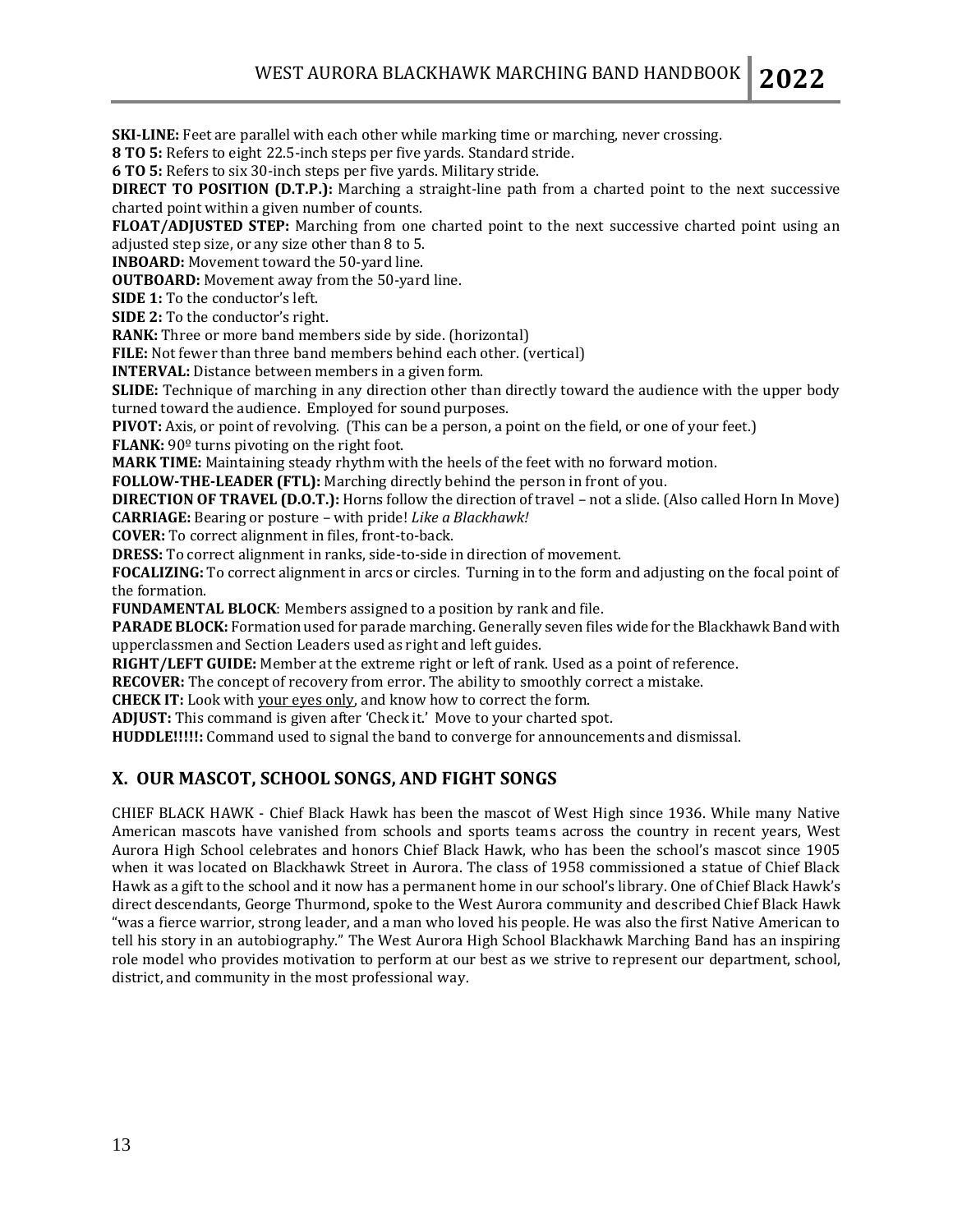**SKI-LINE:** Feet are parallel with each other while marking time or marching, never crossing.
**8 TO 5:** Refers to eight 22.5-inch steps per five yards. Standard stride.
**6 TO 5:** Refers to six 30-inch steps per five yards. Military stride.
**DIRECT TO POSITION (D.T.P.):** Marching a straight-line path from a charted point to the next successive charted point within a given number of counts.
**FLOAT/ADJUSTED STEP:** Marching from one charted point to the next successive charted point using an adjusted step size, or any size other than 8 to 5.
**INBOARD:** Movement toward the 50-yard line.
**OUTBOARD:** Movement away from the 50-yard line.
**SIDE 1:** To the conductor's left.
**SIDE 2:** To the conductor's right.
**RANK:** Three or more band members side by side. (horizontal)
**FILE:** Not fewer than three band members behind each other. (vertical)
**INTERVAL:** Distance between members in a given form.
**SLIDE:** Technique of marching in any direction other than directly toward the audience with the upper body turned toward the audience. Employed for sound purposes.
**PIVOT:** Axis, or point of revolving. (This can be a person, a point on the field, or one of your feet.)
**FLANK:** 90º turns pivoting on the right foot.
**MARK TIME:** Maintaining steady rhythm with the heels of the feet with no forward motion.
**FOLLOW-THE-LEADER (FTL):** Marching directly behind the person in front of you.
**DIRECTION OF TRAVEL (D.O.T.):** Horns follow the direction of travel – not a slide. (Also called Horn In Move)
**CARRIAGE:** Bearing or posture – with pride! *Like a Blackhawk!*
**COVER:** To correct alignment in files, front-to-back.
**DRESS:** To correct alignment in ranks, side-to-side in direction of movement.
**FOCALIZING:** To correct alignment in arcs or circles. Turning in to the form and adjusting on the focal point of the formation.
**FUNDAMENTAL BLOCK**: Members assigned to a position by rank and file.
**PARADE BLOCK:** Formation used for parade marching. Generally seven files wide for the Blackhawk Band with upperclassmen and Section Leaders used as right and left guides.
**RIGHT/LEFT GUIDE:** Member at the extreme right or left of rank. Used as a point of reference.
**RECOVER:** The concept of recovery from error. The ability to smoothly correct a mistake.
**CHECK IT:** Look with your eyes only, and know how to correct the form.
**ADJUST:** This command is given after 'Check it.' Move to your charted spot.
**HUDDLE!!!!!:** Command used to signal the band to converge for announcements and dismissal.

## X. OUR MASCOT, SCHOOL SONGS, AND FIGHT SONGS

CHIEF BLACK HAWK - Chief Black Hawk has been the mascot of West High since 1936. While many Native American mascots have vanished from schools and sports teams across the country in recent years, West Aurora High School celebrates and honors Chief Black Hawk, who has been the school's mascot since 1905 when it was located on Blackhawk Street in Aurora. The class of 1958 commissioned a statue of Chief Black Hawk as a gift to the school and it now has a permanent home in our school's library. One of Chief Black Hawk's direct descendants, George Thurmond, spoke to the West Aurora community and described Chief Black Hawk "was a fierce warrior, strong leader, and a man who loved his people. He was also the first Native American to tell his story in an autobiography." The West Aurora High School Blackhawk Marching Band has an inspiring role model who provides motivation to perform at our best as we strive to represent our department, school, district, and community in the most professional way.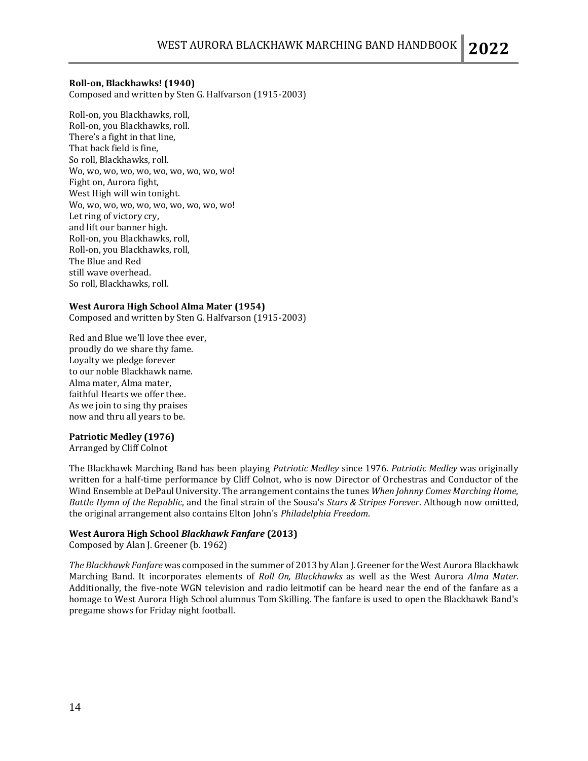**Roll-on, Blackhawks! (1940)**
Composed and written by Sten G. Halfvarson (1915-2003)

Roll-on, you Blackhawks, roll,
Roll-on, you Blackhawks, roll.
There's a fight in that line,
That back field is fine,
So roll, Blackhawks, roll.
Wo, wo, wo, wo, wo, wo, wo, wo, wo, wo!
Fight on, Aurora fight,
West High will win tonight.
Wo, wo, wo, wo, wo, wo, wo, wo, wo, wo!
Let ring of victory cry,
and lift our banner high.
Roll-on, you Blackhawks, roll,
Roll-on, you Blackhawks, roll,
The Blue and Red
still wave overhead.
So roll, Blackhawks, roll.

**West Aurora High School Alma Mater (1954)**
Composed and written by Sten G. Halfvarson (1915-2003)

Red and Blue we'll love thee ever,
proudly do we share thy fame.
Loyalty we pledge forever
to our noble Blackhawk name.
Alma mater, Alma mater,
faithful Hearts we offer thee.
As we join to sing thy praises
now and thru all years to be.

**Patriotic Medley (1976)**
Arranged by Cliff Colnot

The Blackhawk Marching Band has been playing *Patriotic Medley* since 1976. *Patriotic Medley* was originally written for a half-time performance by Cliff Colnot, who is now Director of Orchestras and Conductor of the Wind Ensemble at DePaul University. The arrangement contains the tunes *When Johnny Comes Marching Home*, *Battle Hymn of the Republic*, and the final strain of the Sousa's *Stars & Stripes Forever*. Although now omitted, the original arrangement also contains Elton John's *Philadelphia Freedom*.

**West Aurora High School *Blackhawk Fanfare* (2013)**
Composed by Alan J. Greener (b. 1962)

*The Blackhawk Fanfare* was composed in the summer of 2013 by Alan J. Greener for the West Aurora Blackhawk Marching Band. It incorporates elements of *Roll On, Blackhawks* as well as the West Aurora *Alma Mater*. Additionally, the five-note WGN television and radio leitmotif can be heard near the end of the fanfare as a homage to West Aurora High School alumnus Tom Skilling. The fanfare is used to open the Blackhawk Band's pregame shows for Friday night football.